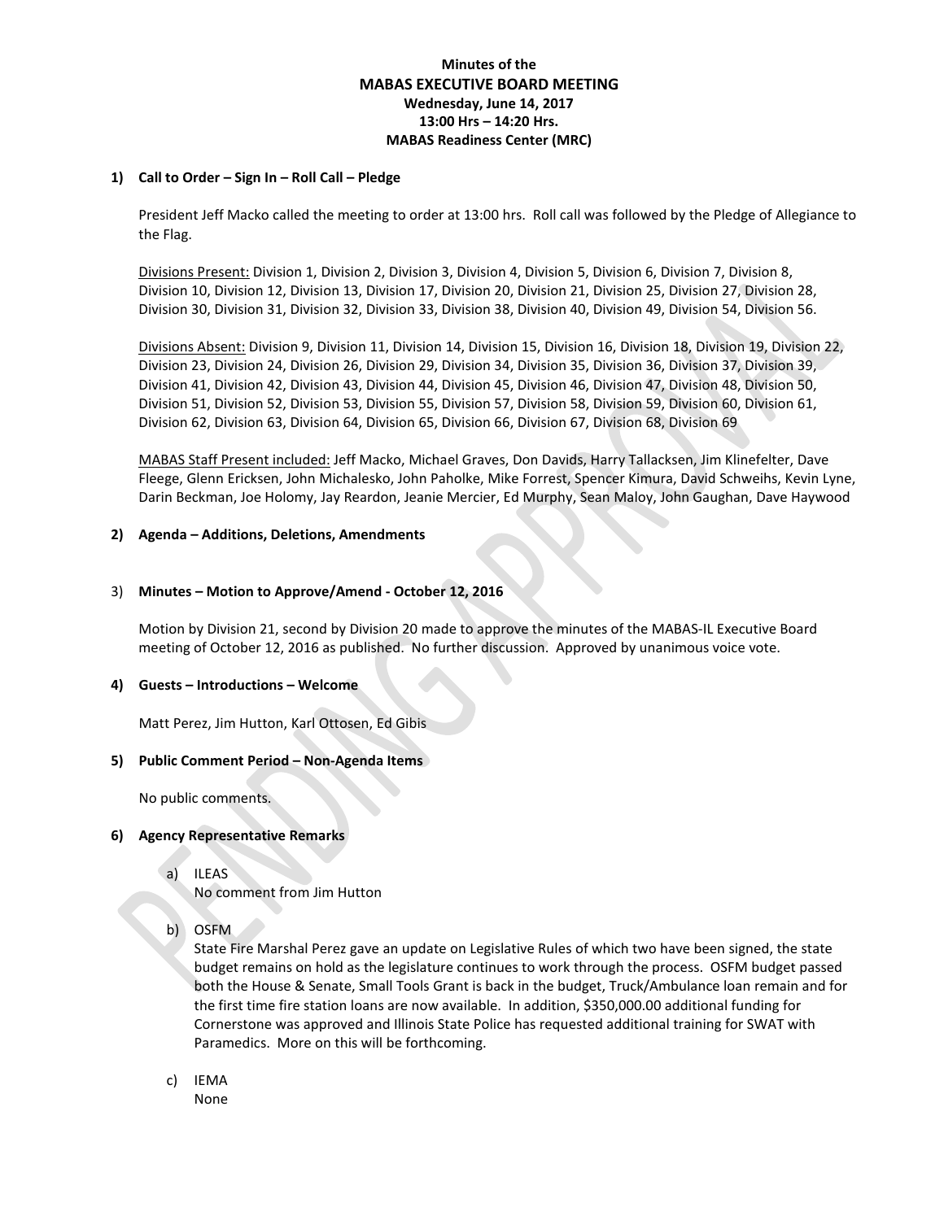**Minutes of the**

# MABAS EXECUTIVE BOARD MEETING

**Wednesday, June 14, 2017**
**13:00 Hrs – 14:20 Hrs.**
**MABAS Readiness Center (MRC)**

## 1) Call to Order – Sign In – Roll Call – Pledge

President Jeff Macko called the meeting to order at 13:00 hrs. Roll call was followed by the Pledge of Allegiance to the Flag.

Divisions Present: Division 1, Division 2, Division 3, Division 4, Division 5, Division 6, Division 7, Division 8, Division 10, Division 12, Division 13, Division 17, Division 20, Division 21, Division 25, Division 27, Division 28, Division 30, Division 31, Division 32, Division 33, Division 38, Division 40, Division 49, Division 54, Division 56.

Divisions Absent: Division 9, Division 11, Division 14, Division 15, Division 16, Division 18, Division 19, Division 22, Division 23, Division 24, Division 26, Division 29, Division 34, Division 35, Division 36, Division 37, Division 39, Division 41, Division 42, Division 43, Division 44, Division 45, Division 46, Division 47, Division 48, Division 50, Division 51, Division 52, Division 53, Division 55, Division 57, Division 58, Division 59, Division 60, Division 61, Division 62, Division 63, Division 64, Division 65, Division 66, Division 67, Division 68, Division 69

MABAS Staff Present included: Jeff Macko, Michael Graves, Don Davids, Harry Tallacksen, Jim Klinefelter, Dave Fleege, Glenn Ericksen, John Michalesko, John Paholke, Mike Forrest, Spencer Kimura, David Schweihs, Kevin Lyne, Darin Beckman, Joe Holomy, Jay Reardon, Jeanie Mercier, Ed Murphy, Sean Maloy, John Gaughan, Dave Haywood

## 2) Agenda – Additions, Deletions, Amendments

## 3) Minutes – Motion to Approve/Amend - October 12, 2016

Motion by Division 21, second by Division 20 made to approve the minutes of the MABAS-IL Executive Board meeting of October 12, 2016 as published. No further discussion. Approved by unanimous voice vote.

## 4) Guests – Introductions – Welcome

Matt Perez, Jim Hutton, Karl Ottosen, Ed Gibis

## 5) Public Comment Period – Non-Agenda Items

No public comments.

## 6) Agency Representative Remarks

a) ILEAS
No comment from Jim Hutton

b) OSFM
State Fire Marshal Perez gave an update on Legislative Rules of which two have been signed, the state budget remains on hold as the legislature continues to work through the process. OSFM budget passed both the House & Senate, Small Tools Grant is back in the budget, Truck/Ambulance loan remain and for the first time fire station loans are now available. In addition, $350,000.00 additional funding for Cornerstone was approved and Illinois State Police has requested additional training for SWAT with Paramedics. More on this will be forthcoming.

c) IEMA
None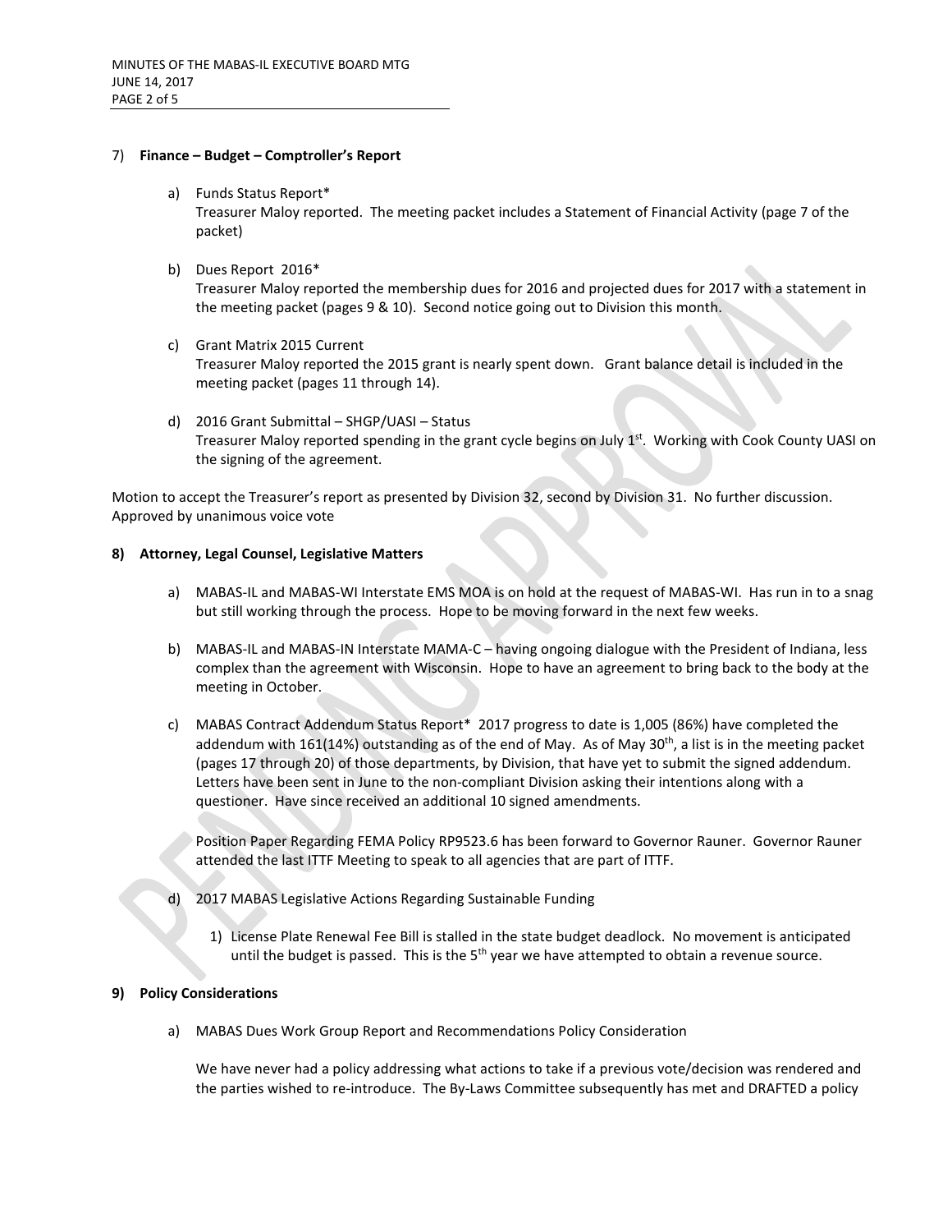7) **Finance – Budget – Comptroller's Report**

   a) Funds Status Report*
   Treasurer Maloy reported. The meeting packet includes a Statement of Financial Activity (page 7 of the packet)

   b) Dues Report 2016*
   Treasurer Maloy reported the membership dues for 2016 and projected dues for 2017 with a statement in the meeting packet (pages 9 & 10). Second notice going out to Division this month.

   c) Grant Matrix 2015 Current
   Treasurer Maloy reported the 2015 grant is nearly spent down. Grant balance detail is included in the meeting packet (pages 11 through 14).

   d) 2016 Grant Submittal – SHGP/UASI – Status
   Treasurer Maloy reported spending in the grant cycle begins on July 1st. Working with Cook County UASI on the signing of the agreement.

Motion to accept the Treasurer's report as presented by Division 32, second by Division 31. No further discussion. Approved by unanimous voice vote

**8) Attorney, Legal Counsel, Legislative Matters**

   a) MABAS-IL and MABAS-WI Interstate EMS MOA is on hold at the request of MABAS-WI. Has run in to a snag but still working through the process. Hope to be moving forward in the next few weeks.

   b) MABAS-IL and MABAS-IN Interstate MAMA-C – having ongoing dialogue with the President of Indiana, less complex than the agreement with Wisconsin. Hope to have an agreement to bring back to the body at the meeting in October.

   c) MABAS Contract Addendum Status Report* 2017 progress to date is 1,005 (86%) have completed the addendum with 161(14%) outstanding as of the end of May. As of May 30th, a list is in the meeting packet (pages 17 through 20) of those departments, by Division, that have yet to submit the signed addendum. Letters have been sent in June to the non-compliant Division asking their intentions along with a questioner. Have since received an additional 10 signed amendments.

   Position Paper Regarding FEMA Policy RP9523.6 has been forward to Governor Rauner. Governor Rauner attended the last ITTF Meeting to speak to all agencies that are part of ITTF.

   d) 2017 MABAS Legislative Actions Regarding Sustainable Funding

      1) License Plate Renewal Fee Bill is stalled in the state budget deadlock. No movement is anticipated until the budget is passed. This is the 5th year we have attempted to obtain a revenue source.

**9) Policy Considerations**

   a) MABAS Dues Work Group Report and Recommendations Policy Consideration

   We have never had a policy addressing what actions to take if a previous vote/decision was rendered and the parties wished to re-introduce. The By-Laws Committee subsequently has met and DRAFTED a policy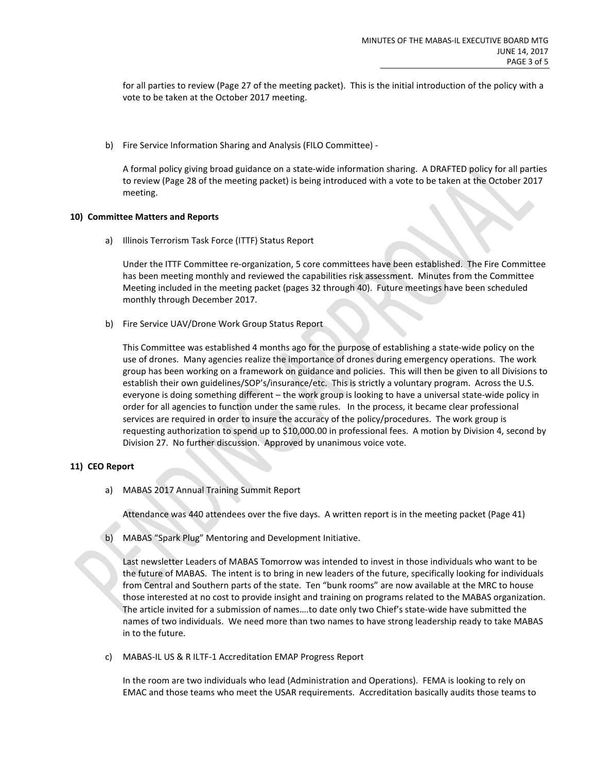for all parties to review (Page 27 of the meeting packet). This is the initial introduction of the policy with a vote to be taken at the October 2017 meeting.

b) Fire Service Information Sharing and Analysis (FILO Committee) -

A formal policy giving broad guidance on a state-wide information sharing. A DRAFTED policy for all parties to review (Page 28 of the meeting packet) is being introduced with a vote to be taken at the October 2017 meeting.

**10) Committee Matters and Reports**

a) Illinois Terrorism Task Force (ITTF) Status Report

Under the ITTF Committee re-organization, 5 core committees have been established. The Fire Committee has been meeting monthly and reviewed the capabilities risk assessment. Minutes from the Committee Meeting included in the meeting packet (pages 32 through 40). Future meetings have been scheduled monthly through December 2017.

b) Fire Service UAV/Drone Work Group Status Report

This Committee was established 4 months ago for the purpose of establishing a state-wide policy on the use of drones. Many agencies realize the importance of drones during emergency operations. The work group has been working on a framework on guidance and policies. This will then be given to all Divisions to establish their own guidelines/SOP's/insurance/etc. This is strictly a voluntary program. Across the U.S. everyone is doing something different – the work group is looking to have a universal state-wide policy in order for all agencies to function under the same rules. In the process, it became clear professional services are required in order to insure the accuracy of the policy/procedures. The work group is requesting authorization to spend up to $10,000.00 in professional fees. A motion by Division 4, second by Division 27. No further discussion. Approved by unanimous voice vote.

**11) CEO Report**

a) MABAS 2017 Annual Training Summit Report

Attendance was 440 attendees over the five days. A written report is in the meeting packet (Page 41)

b) MABAS "Spark Plug" Mentoring and Development Initiative.

Last newsletter Leaders of MABAS Tomorrow was intended to invest in those individuals who want to be the future of MABAS. The intent is to bring in new leaders of the future, specifically looking for individuals from Central and Southern parts of the state. Ten "bunk rooms" are now available at the MRC to house those interested at no cost to provide insight and training on programs related to the MABAS organization. The article invited for a submission of names….to date only two Chief's state-wide have submitted the names of two individuals. We need more than two names to have strong leadership ready to take MABAS in to the future.

c) MABAS-IL US & R ILTF-1 Accreditation EMAP Progress Report

In the room are two individuals who lead (Administration and Operations). FEMA is looking to rely on EMAC and those teams who meet the USAR requirements. Accreditation basically audits those teams to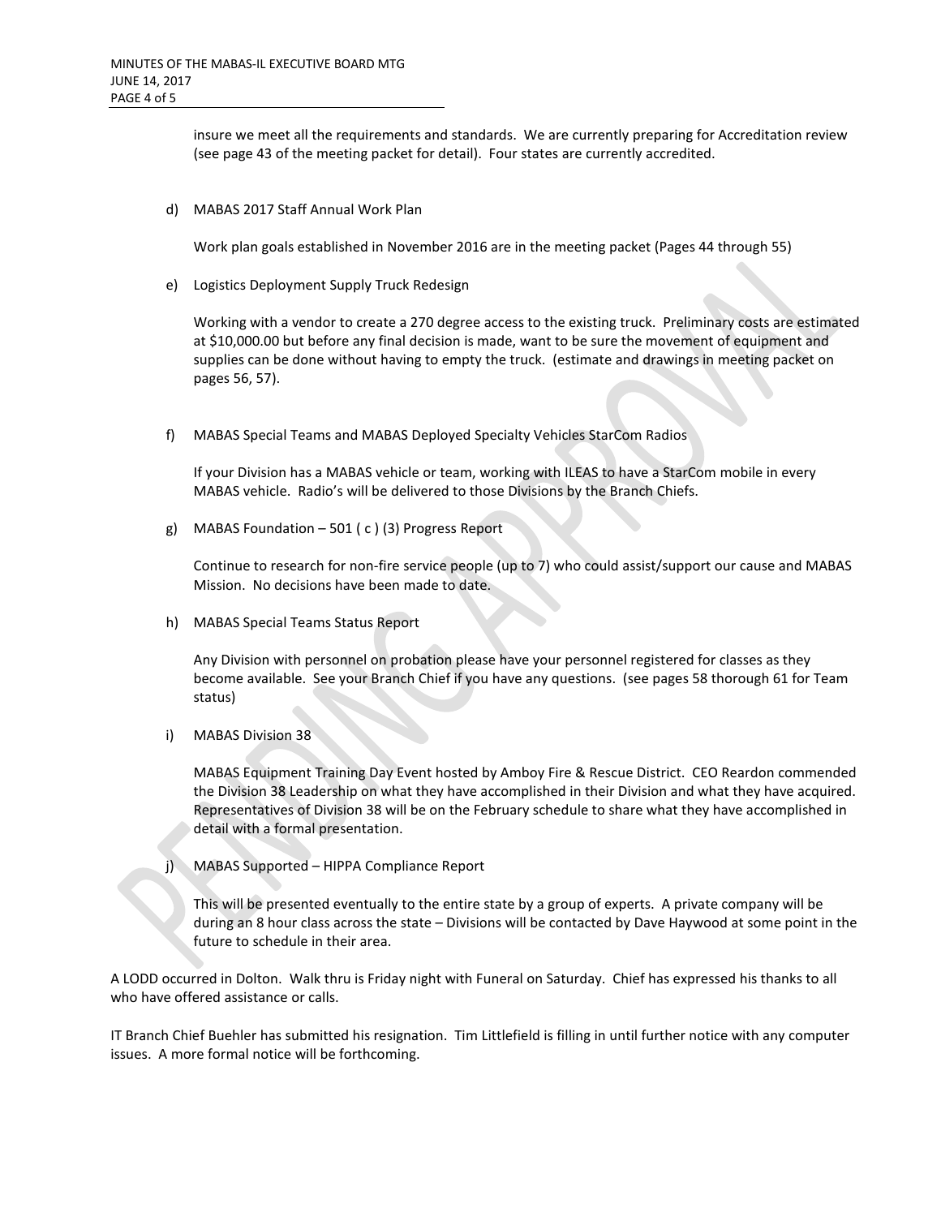insure we meet all the requirements and standards. We are currently preparing for Accreditation review (see page 43 of the meeting packet for detail). Four states are currently accredited.

d) MABAS 2017 Staff Annual Work Plan

Work plan goals established in November 2016 are in the meeting packet (Pages 44 through 55)

e) Logistics Deployment Supply Truck Redesign

Working with a vendor to create a 270 degree access to the existing truck. Preliminary costs are estimated at $10,000.00 but before any final decision is made, want to be sure the movement of equipment and supplies can be done without having to empty the truck. (estimate and drawings in meeting packet on pages 56, 57).

f) MABAS Special Teams and MABAS Deployed Specialty Vehicles StarCom Radios

If your Division has a MABAS vehicle or team, working with ILEAS to have a StarCom mobile in every MABAS vehicle. Radio's will be delivered to those Divisions by the Branch Chiefs.

g) MABAS Foundation – 501 ( c ) (3) Progress Report

Continue to research for non-fire service people (up to 7) who could assist/support our cause and MABAS Mission. No decisions have been made to date.

h) MABAS Special Teams Status Report

Any Division with personnel on probation please have your personnel registered for classes as they become available. See your Branch Chief if you have any questions. (see pages 58 thorough 61 for Team status)

i) MABAS Division 38

MABAS Equipment Training Day Event hosted by Amboy Fire & Rescue District. CEO Reardon commended the Division 38 Leadership on what they have accomplished in their Division and what they have acquired. Representatives of Division 38 will be on the February schedule to share what they have accomplished in detail with a formal presentation.

j) MABAS Supported – HIPPA Compliance Report

This will be presented eventually to the entire state by a group of experts. A private company will be during an 8 hour class across the state – Divisions will be contacted by Dave Haywood at some point in the future to schedule in their area.

A LODD occurred in Dolton. Walk thru is Friday night with Funeral on Saturday. Chief has expressed his thanks to all who have offered assistance or calls.

IT Branch Chief Buehler has submitted his resignation. Tim Littlefield is filling in until further notice with any computer issues. A more formal notice will be forthcoming.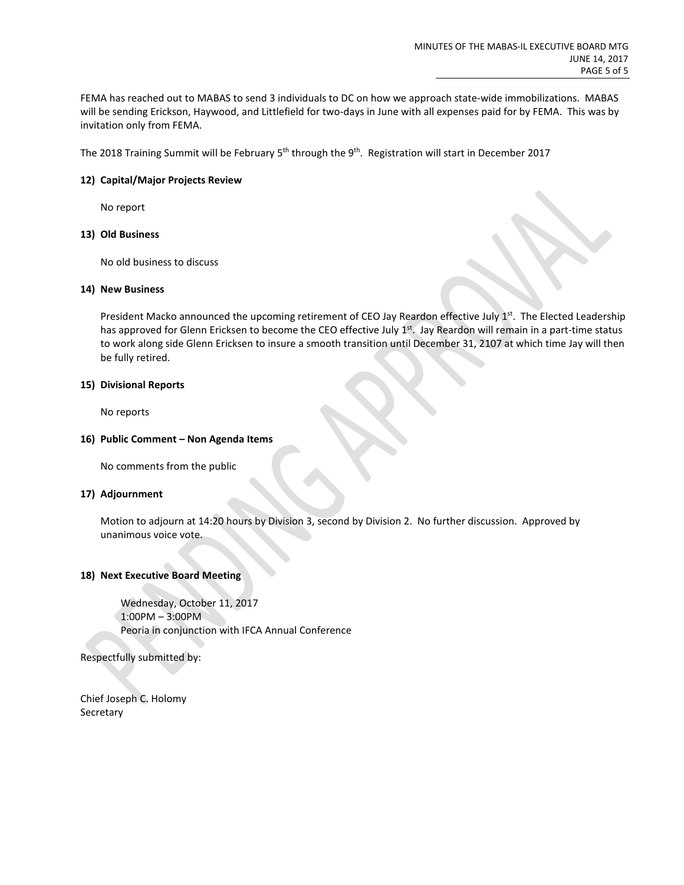FEMA has reached out to MABAS to send 3 individuals to DC on how we approach state-wide immobilizations. MABAS will be sending Erickson, Haywood, and Littlefield for two-days in June with all expenses paid for by FEMA. This was by invitation only from FEMA.

The 2018 Training Summit will be February 5th through the 9th. Registration will start in December 2017

**12) Capital/Major Projects Review**

No report

**13) Old Business**

No old business to discuss

**14) New Business**

President Macko announced the upcoming retirement of CEO Jay Reardon effective July 1st. The Elected Leadership has approved for Glenn Ericksen to become the CEO effective July 1st. Jay Reardon will remain in a part-time status to work along side Glenn Ericksen to insure a smooth transition until December 31, 2107 at which time Jay will then be fully retired.

**15) Divisional Reports**

No reports

**16) Public Comment – Non Agenda Items**

No comments from the public

**17) Adjournment**

Motion to adjourn at 14:20 hours by Division 3, second by Division 2. No further discussion. Approved by unanimous voice vote.

**18) Next Executive Board Meeting**

Wednesday, October 11, 2017
1:00PM – 3:00PM
Peoria in conjunction with IFCA Annual Conference

Respectfully submitted by:

Chief Joseph C. Holomy
Secretary